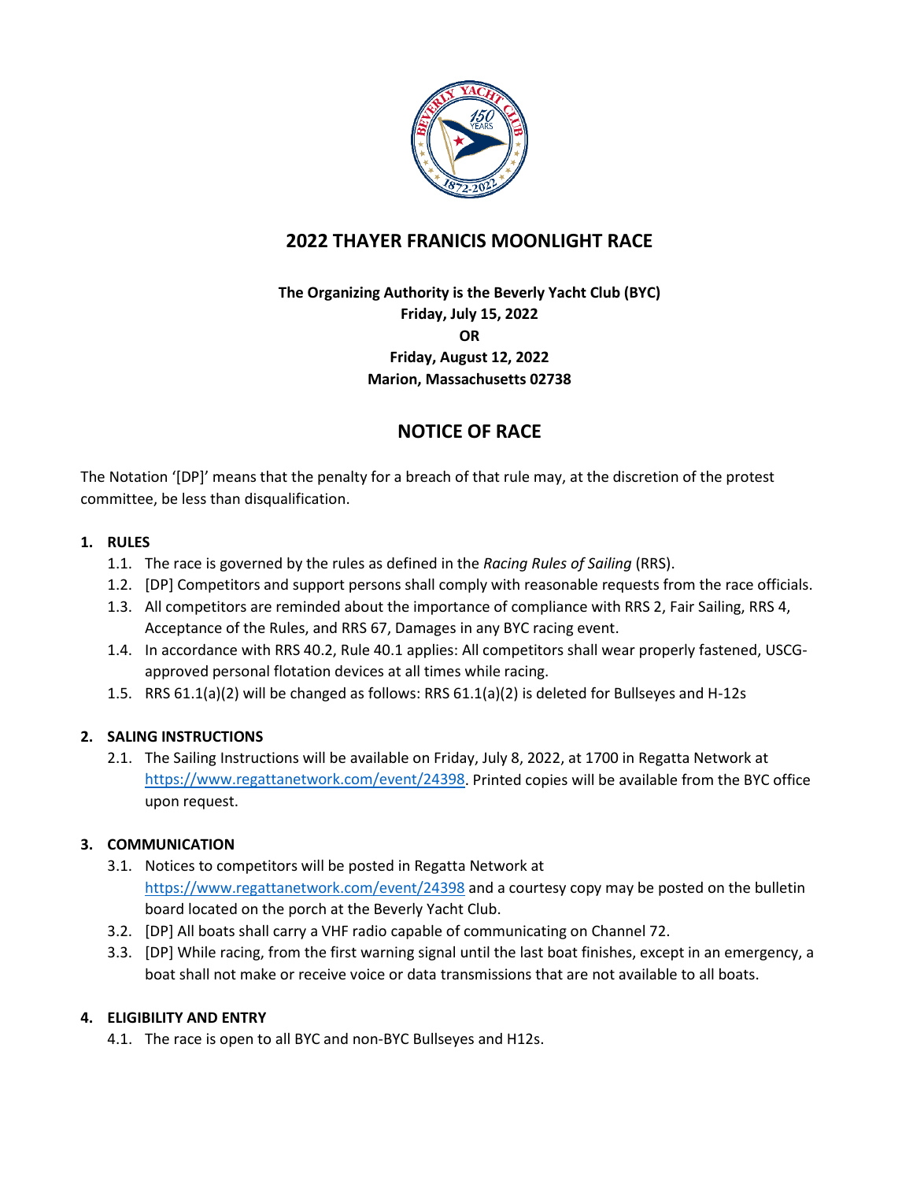# 2022 THAYER FRANICIS MOONLIGHT RACE

**The Organizing Authority is the Beverly Yacht Club (BYC)**
**Friday, July 15, 2022**
**OR**
**Friday, August 12, 2022**
**Marion, Massachusetts 02738**

## NOTICE OF RACE

The Notation '[DP]' means that the penalty for a breach of that rule may, at the discretion of the protest committee, be less than disqualification.

### 1. RULES

1.1. The race is governed by the rules as defined in the *Racing Rules of Sailing* (RRS).

1.2. [DP] Competitors and support persons shall comply with reasonable requests from the race officials.

1.3. All competitors are reminded about the importance of compliance with RRS 2, Fair Sailing, RRS 4, Acceptance of the Rules, and RRS 67, Damages in any BYC racing event.

1.4. In accordance with RRS 40.2, Rule 40.1 applies: All competitors shall wear properly fastened, USCG-approved personal flotation devices at all times while racing.

1.5. RRS 61.1(a)(2) will be changed as follows: RRS 61.1(a)(2) is deleted for Bullseyes and H-12s

### 2. SALING INSTRUCTIONS

2.1. The Sailing Instructions will be available on Friday, July 8, 2022, at 1700 in Regatta Network at https://www.regattanetwork.com/event/24398. Printed copies will be available from the BYC office upon request.

### 3. COMMUNICATION

3.1. Notices to competitors will be posted in Regatta Network at https://www.regattanetwork.com/event/24398 and a courtesy copy may be posted on the bulletin board located on the porch at the Beverly Yacht Club.

3.2. [DP] All boats shall carry a VHF radio capable of communicating on Channel 72.

3.3. [DP] While racing, from the first warning signal until the last boat finishes, except in an emergency, a boat shall not make or receive voice or data transmissions that are not available to all boats.

### 4. ELIGIBILITY AND ENTRY

4.1. The race is open to all BYC and non-BYC Bullseyes and H12s.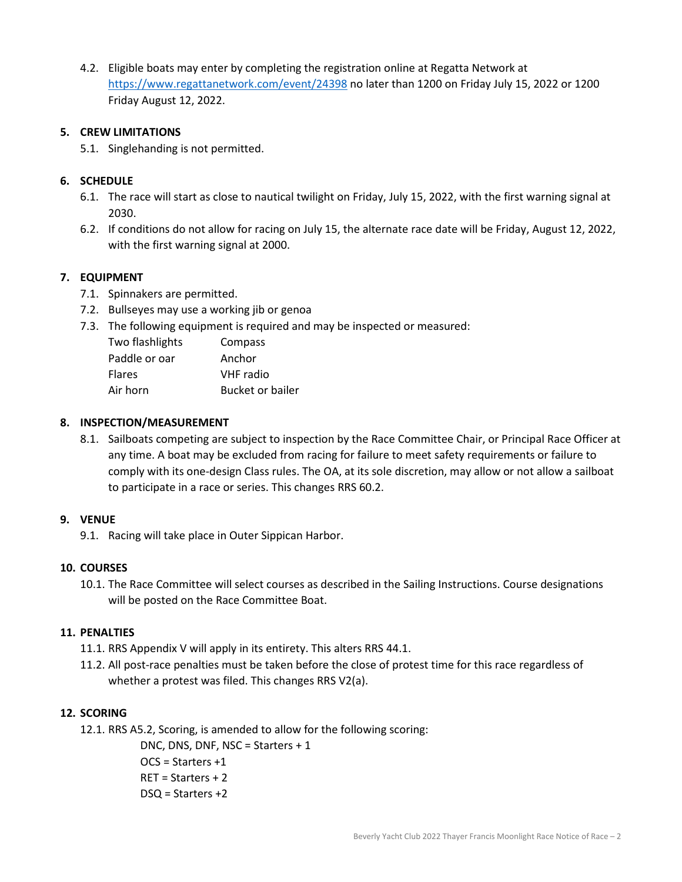4.2. Eligible boats may enter by completing the registration online at Regatta Network at https://www.regattanetwork.com/event/24398 no later than 1200 on Friday July 15, 2022 or 1200 Friday August 12, 2022.

## 5. CREW LIMITATIONS

5.1. Singlehanding is not permitted.

## 6. SCHEDULE

6.1. The race will start as close to nautical twilight on Friday, July 15, 2022, with the first warning signal at 2030.

6.2. If conditions do not allow for racing on July 15, the alternate race date will be Friday, August 12, 2022, with the first warning signal at 2000.

## 7. EQUIPMENT

7.1. Spinnakers are permitted.

7.2. Bullseyes may use a working jib or genoa

7.3. The following equipment is required and may be inspected or measured:

| | |
|---|---|
| Two flashlights | Compass |
| Paddle or oar | Anchor |
| Flares | VHF radio |
| Air horn | Bucket or bailer |

## 8. INSPECTION/MEASUREMENT

8.1. Sailboats competing are subject to inspection by the Race Committee Chair, or Principal Race Officer at any time. A boat may be excluded from racing for failure to meet safety requirements or failure to comply with its one-design Class rules. The OA, at its sole discretion, may allow or not allow a sailboat to participate in a race or series. This changes RRS 60.2.

## 9. VENUE

9.1. Racing will take place in Outer Sippican Harbor.

## 10. COURSES

10.1. The Race Committee will select courses as described in the Sailing Instructions. Course designations will be posted on the Race Committee Boat.

## 11. PENALTIES

11.1. RRS Appendix V will apply in its entirety. This alters RRS 44.1.

11.2. All post-race penalties must be taken before the close of protest time for this race regardless of whether a protest was filed. This changes RRS V2(a).

## 12. SCORING

12.1. RRS A5.2, Scoring, is amended to allow for the following scoring:

DNC, DNS, DNF, NSC = Starters + 1
OCS = Starters +1
RET = Starters + 2
DSQ = Starters +2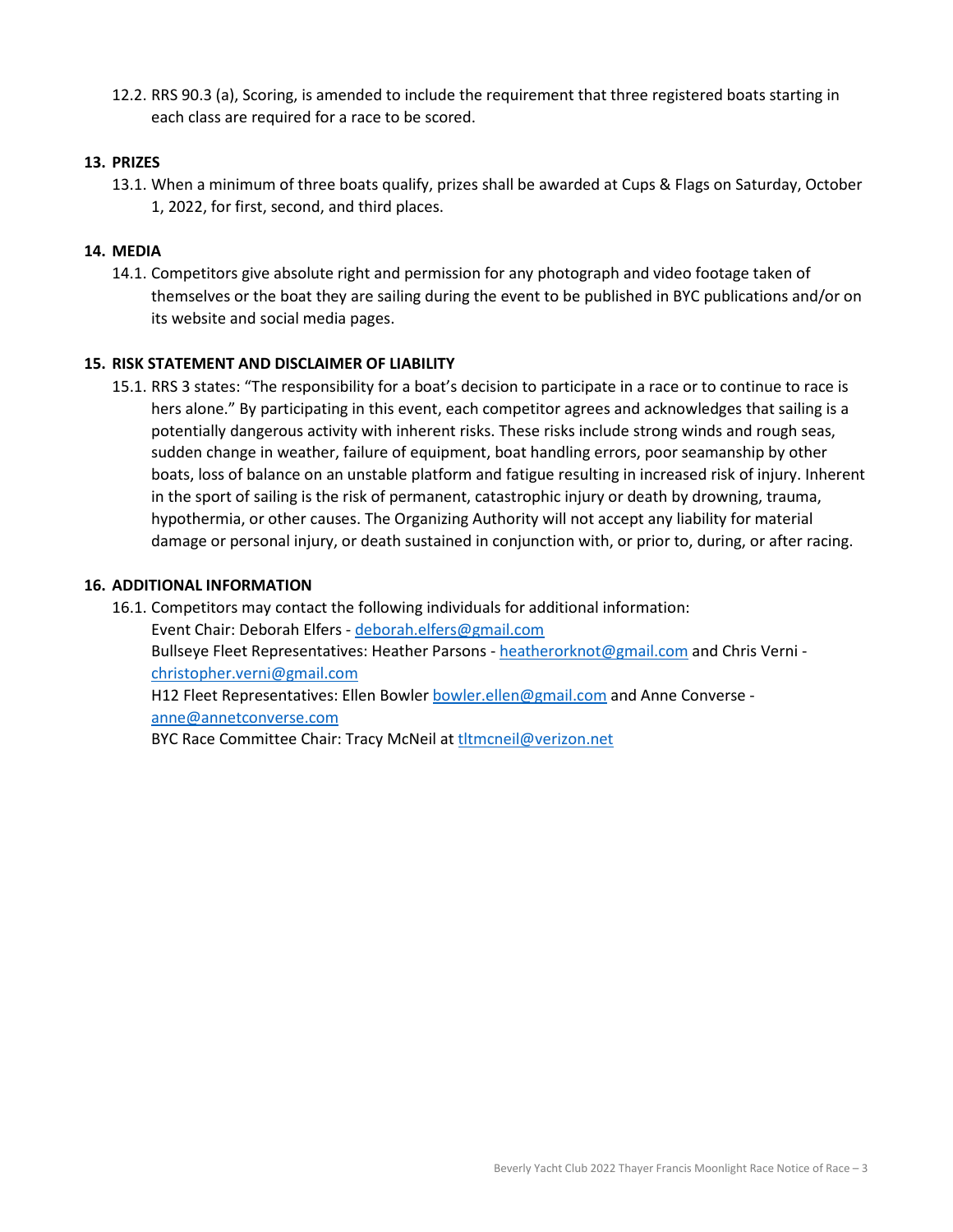12.2. RRS 90.3 (a), Scoring, is amended to include the requirement that three registered boats starting in each class are required for a race to be scored.

## 13. PRIZES

13.1. When a minimum of three boats qualify, prizes shall be awarded at Cups & Flags on Saturday, October 1, 2022, for first, second, and third places.

## 14. MEDIA

14.1. Competitors give absolute right and permission for any photograph and video footage taken of themselves or the boat they are sailing during the event to be published in BYC publications and/or on its website and social media pages.

## 15. RISK STATEMENT AND DISCLAIMER OF LIABILITY

15.1. RRS 3 states: "The responsibility for a boat's decision to participate in a race or to continue to race is hers alone." By participating in this event, each competitor agrees and acknowledges that sailing is a potentially dangerous activity with inherent risks. These risks include strong winds and rough seas, sudden change in weather, failure of equipment, boat handling errors, poor seamanship by other boats, loss of balance on an unstable platform and fatigue resulting in increased risk of injury. Inherent in the sport of sailing is the risk of permanent, catastrophic injury or death by drowning, trauma, hypothermia, or other causes. The Organizing Authority will not accept any liability for material damage or personal injury, or death sustained in conjunction with, or prior to, during, or after racing.

## 16. ADDITIONAL INFORMATION

16.1. Competitors may contact the following individuals for additional information:

Event Chair: Deborah Elfers - deborah.elfers@gmail.com

Bullseye Fleet Representatives: Heather Parsons - heatherorknot@gmail.com and Chris Verni - christopher.verni@gmail.com

H12 Fleet Representatives: Ellen Bowler bowler.ellen@gmail.com and Anne Converse - anne@annetconverse.com

BYC Race Committee Chair: Tracy McNeil at tltmcneil@verizon.net